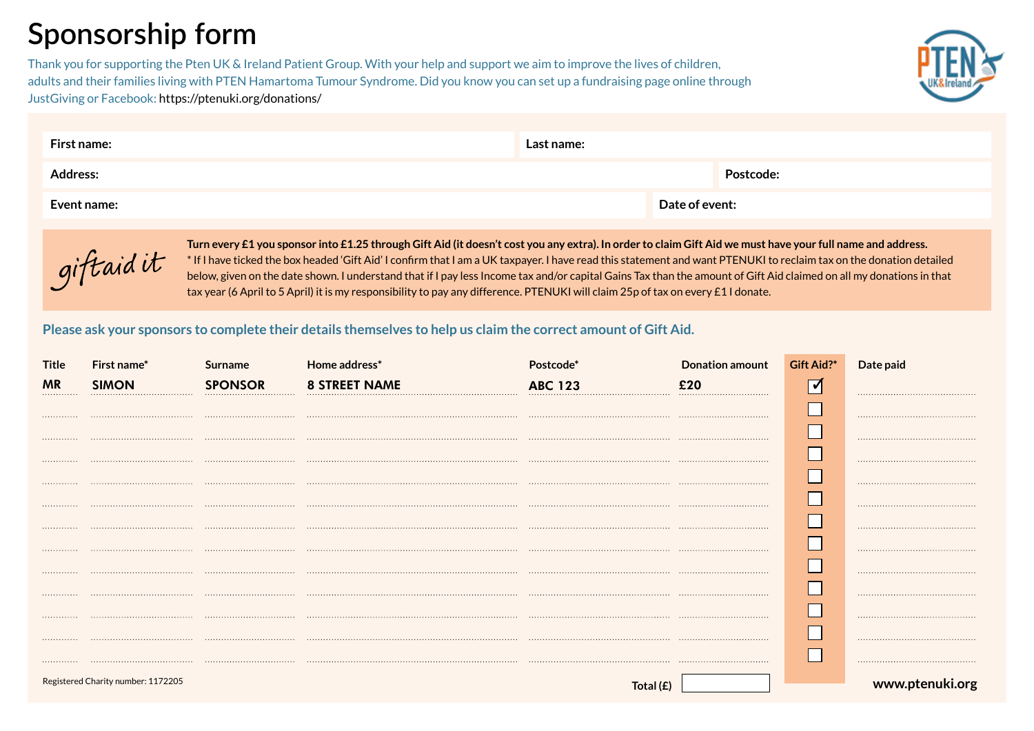# Sponsorship form

Thank you for supporting the Pten UK & Ireland Patient Group. With your help and support we aim to improve the lives of children, adults and their families living with PTEN Hamartoma Tumour Syndrome. Did you know you can set up a fundraising page online through JustGiving or Facebook: https://ptenuki.org/donations/

| First name: | Last name: |
|---|---|
| Address: | Postcode: |
| Event name: | Date of event: |

*giftaid it*

**Turn every £1 you sponsor into £1.25 through Gift Aid (it doesn't cost you any extra). In order to claim Gift Aid we must have your full name and address.**
* If I have ticked the box headed 'Gift Aid' I confirm that I am a UK taxpayer. I have read this statement and want PTENUKI to reclaim tax on the donation detailed below, given on the date shown. I understand that if I pay less Income tax and/or capital Gains Tax than the amount of Gift Aid claimed on all my donations in that tax year (6 April to 5 April) it is my responsibility to pay any difference. PTENUKI will claim 25p of tax on every £1 I donate.

**Please ask your sponsors to complete their details themselves to help us claim the correct amount of Gift Aid.**

| Title | First name* | Surname | Home address* | Postcode* | Donation amount | Gift Aid?* | Date paid |
|---|---|---|---|---|---|---|---|
| MR | SIMON | SPONSOR | 8 STREET NAME | ABC 123 | £20 | ☑ | |
| | | | | | | ☐ | |
| | | | | | | ☐ | |
| | | | | | | ☐ | |
| | | | | | | ☐ | |
| | | | | | | ☐ | |
| | | | | | | ☐ | |
| | | | | | | ☐ | |
| | | | | | | ☐ | |
| | | | | | | ☐ | |
| | | | | | | ☐ | |
| | | | | | | ☐ | |
| | | | | | | ☐ | |
| | | | | Total (£) | | | |

Registered Charity number: 1172205

www.ptenuki.org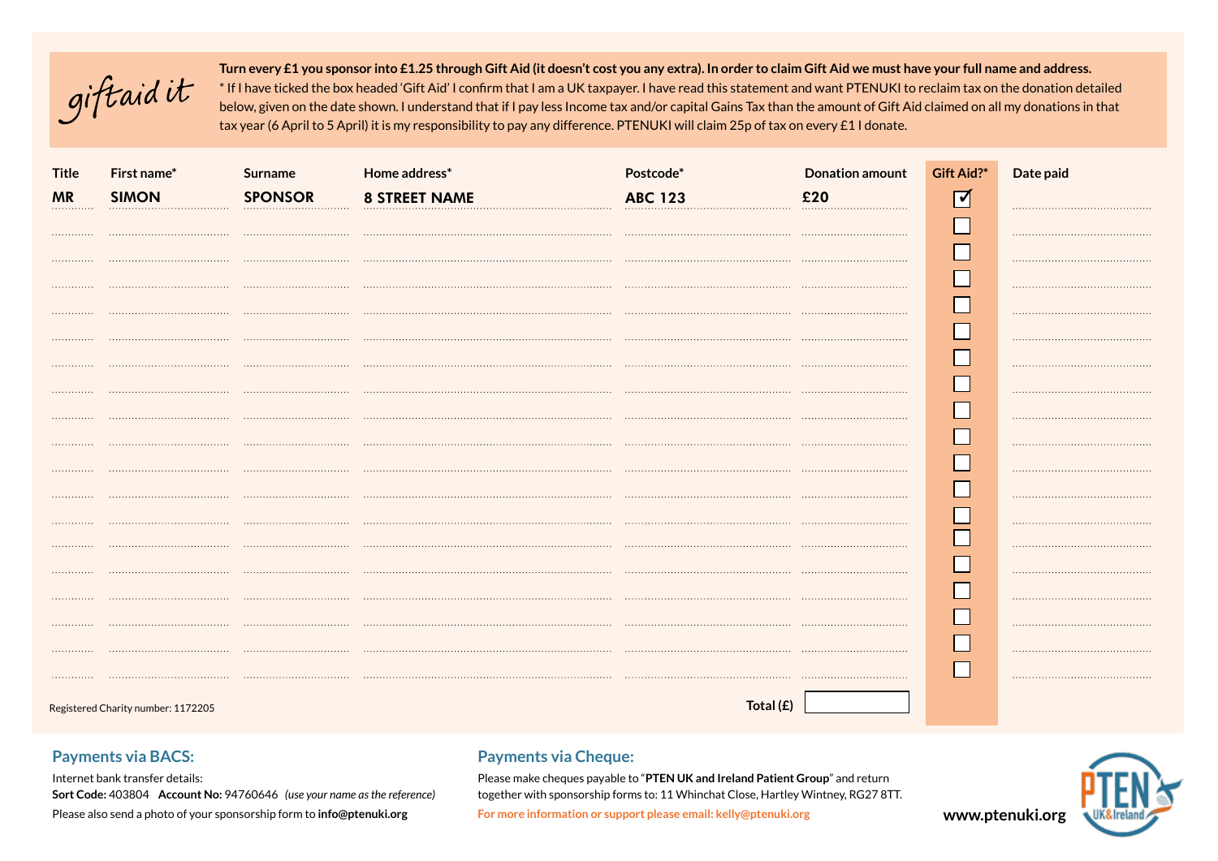giftaid it

**Turn every £1 you sponsor into £1.25 through Gift Aid (it doesn't cost you any extra). In order to claim Gift Aid we must have your full name and address.**
* If I have ticked the box headed 'Gift Aid' I confirm that I am a UK taxpayer. I have read this statement and want PTENUKI to reclaim tax on the donation detailed below, given on the date shown. I understand that if I pay less Income tax and/or capital Gains Tax than the amount of Gift Aid claimed on all my donations in that tax year (6 April to 5 April) it is my responsibility to pay any difference. PTENUKI will claim 25p of tax on every £1 I donate.

| Title | First name* | Surname | Home address* | Postcode* | Donation amount | Gift Aid?* | Date paid |
|---|---|---|---|---|---|---|---|
| MR | SIMON | SPONSOR | 8 STREET NAME | ABC 123 | £20 | ☑ | |
| | | | | | | ☐ | |
| | | | | | | ☐ | |
| | | | | | | ☐ | |
| | | | | | | ☐ | |
| | | | | | | ☐ | |
| | | | | | | ☐ | |
| | | | | | | ☐ | |
| | | | | | | ☐ | |
| | | | | | | ☐ | |
| | | | | | | ☐ | |
| | | | | | | ☐ | |
| | | | | | | ☐ | |
| | | | | | | ☐ | |
| | | | | | | ☐ | |
| | | | | | | ☐ | |
| | | | | | | ☐ | |
| | | | | | | ☐ | |
| | | | | | | ☐ | |

Registered Charity number: 1172205

**Total (£)**

## Payments via BACS:

Internet bank transfer details:
**Sort Code:** 403804 **Account No:** 94760646 *(use your name as the reference)*
Please also send a photo of your sponsorship form to **info@ptenuki.org**

## Payments via Cheque:

Please make cheques payable to "**PTEN UK and Ireland Patient Group**" and return together with sponsorship forms to: 11 Whinchat Close, Hartley Wintney, RG27 8TT.
**For more information or support please email: kelly@ptenuki.org**

**www.ptenuki.org**

PTEN UK&Ireland